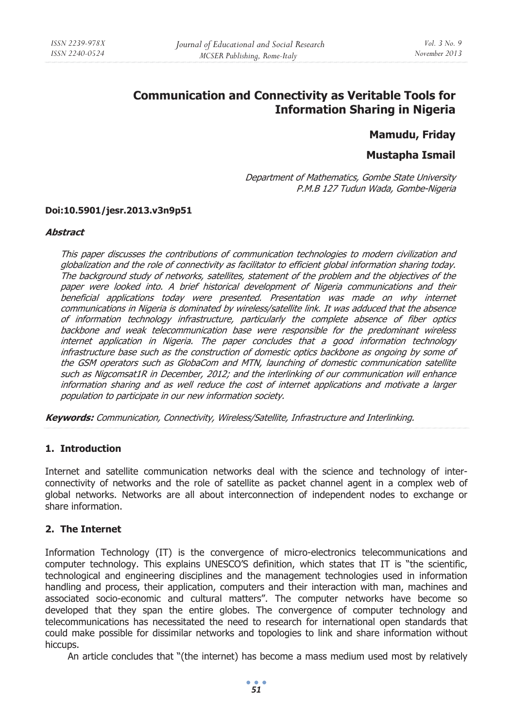# Communication and Connectivity as Veritable Tools for Information Sharing in Nigeria

**Mamudu, Friday**

**Mustapha Ismail**

*Department of Mathematics, Gombe State University*
*P.M.B 127 Tudun Wada, Gombe-Nigeria*

**Doi:10.5901/jesr.2013.v3n9p51**

***Abstract***

*This paper discusses the contributions of communication technologies to modern civilization and globalization and the role of connectivity as facilitator to efficient global information sharing today. The background study of networks, satellites, statement of the problem and the objectives of the paper were looked into. A brief historical development of Nigeria communications and their beneficial applications today were presented. Presentation was made on why internet communications in Nigeria is dominated by wireless/satellite link. It was adduced that the absence of information technology infrastructure, particularly the complete absence of fiber optics backbone and weak telecommunication base were responsible for the predominant wireless internet application in Nigeria. The paper concludes that a good information technology infrastructure base such as the construction of domestic optics backbone as ongoing by some of the GSM operators such as GlobaCom and MTN, launching of domestic communication satellite such as Nigcomsat1R in December, 2012; and the interlinking of our communication will enhance information sharing and as well reduce the cost of internet applications and motivate a larger population to participate in our new information society.*

***Keywords:*** *Communication, Connectivity, Wireless/Satellite, Infrastructure and Interlinking.*

## 1. Introduction

Internet and satellite communication networks deal with the science and technology of inter-connectivity of networks and the role of satellite as packet channel agent in a complex web of global networks. Networks are all about interconnection of independent nodes to exchange or share information.

## 2. The Internet

Information Technology (IT) is the convergence of micro-electronics telecommunications and computer technology. This explains UNESCO'S definition, which states that IT is "the scientific, technological and engineering disciplines and the management technologies used in information handling and process, their application, computers and their interaction with man, machines and associated socio-economic and cultural matters". The computer networks have become so developed that they span the entire globes. The convergence of computer technology and telecommunications has necessitated the need to research for international open standards that could make possible for dissimilar networks and topologies to link and share information without hiccups.

An article concludes that "(the internet) has become a mass medium used most by relatively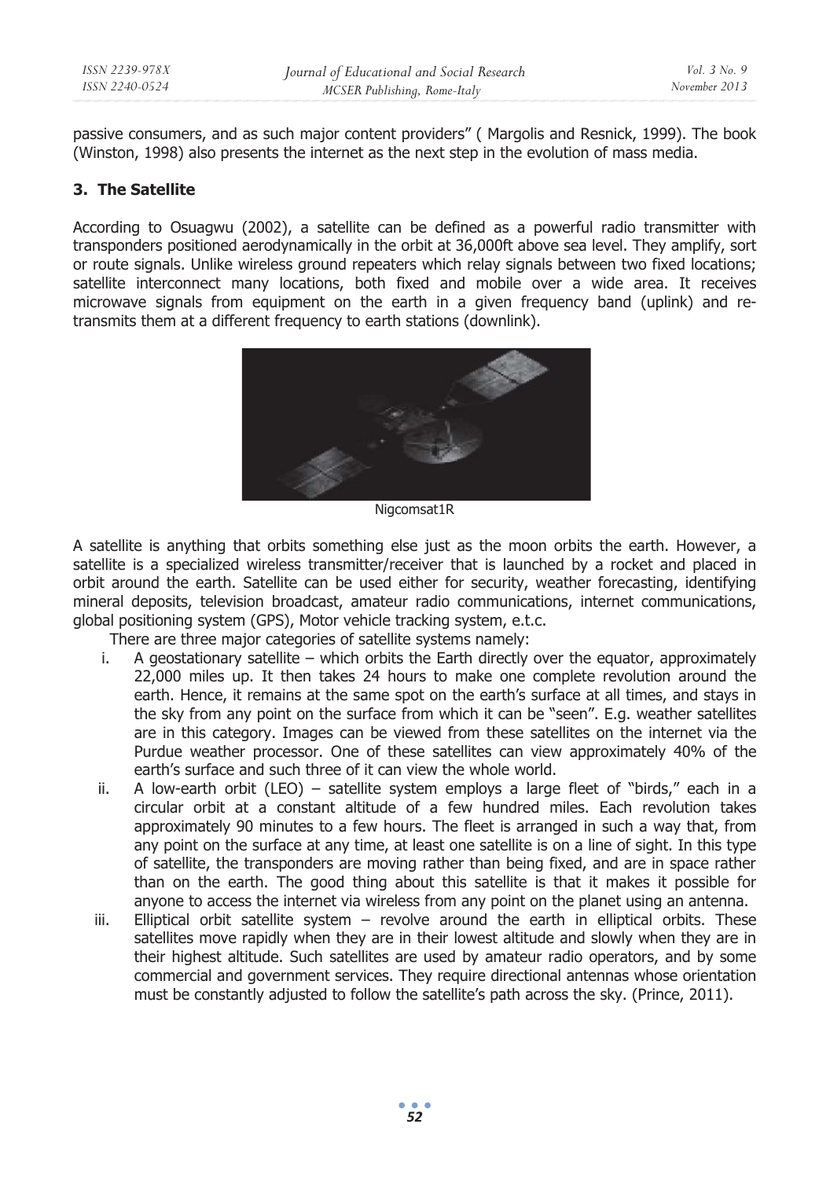passive consumers, and as such major content providers" ( Margolis and Resnick, 1999). The book (Winston, 1998) also presents the internet as the next step in the evolution of mass media.

## 3. The Satellite

According to Osuagwu (2002), a satellite can be defined as a powerful radio transmitter with transponders positioned aerodynamically in the orbit at 36,000ft above sea level. They amplify, sort or route signals. Unlike wireless ground repeaters which relay signals between two fixed locations; satellite interconnect many locations, both fixed and mobile over a wide area. It receives microwave signals from equipment on the earth in a given frequency band (uplink) and re-transmits them at a different frequency to earth stations (downlink).

Nigcomsat1R

A satellite is anything that orbits something else just as the moon orbits the earth. However, a satellite is a specialized wireless transmitter/receiver that is launched by a rocket and placed in orbit around the earth. Satellite can be used either for security, weather forecasting, identifying mineral deposits, television broadcast, amateur radio communications, internet communications, global positioning system (GPS), Motor vehicle tracking system, e.t.c.

There are three major categories of satellite systems namely:

i. A geostationary satellite – which orbits the Earth directly over the equator, approximately 22,000 miles up. It then takes 24 hours to make one complete revolution around the earth. Hence, it remains at the same spot on the earth's surface at all times, and stays in the sky from any point on the surface from which it can be "seen". E.g. weather satellites are in this category. Images can be viewed from these satellites on the internet via the Purdue weather processor. One of these satellites can view approximately 40% of the earth's surface and such three of it can view the whole world.

ii. A low-earth orbit (LEO) – satellite system employs a large fleet of "birds," each in a circular orbit at a constant altitude of a few hundred miles. Each revolution takes approximately 90 minutes to a few hours. The fleet is arranged in such a way that, from any point on the surface at any time, at least one satellite is on a line of sight. In this type of satellite, the transponders are moving rather than being fixed, and are in space rather than on the earth. The good thing about this satellite is that it makes it possible for anyone to access the internet via wireless from any point on the planet using an antenna.

iii. Elliptical orbit satellite system – revolve around the earth in elliptical orbits. These satellites move rapidly when they are in their lowest altitude and slowly when they are in their highest altitude. Such satellites are used by amateur radio operators, and by some commercial and government services. They require directional antennas whose orientation must be constantly adjusted to follow the satellite's path across the sky. (Prince, 2011).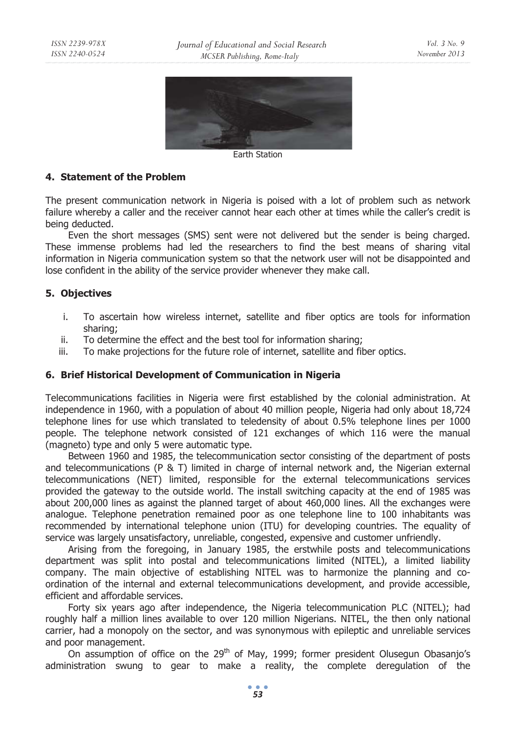Earth Station

## 4. Statement of the Problem

The present communication network in Nigeria is poised with a lot of problem such as network failure whereby a caller and the receiver cannot hear each other at times while the caller's credit is being deducted.

Even the short messages (SMS) sent were not delivered but the sender is being charged. These immense problems had led the researchers to find the best means of sharing vital information in Nigeria communication system so that the network user will not be disappointed and lose confident in the ability of the service provider whenever they make call.

## 5. Objectives

i. To ascertain how wireless internet, satellite and fiber optics are tools for information sharing;
ii. To determine the effect and the best tool for information sharing;
iii. To make projections for the future role of internet, satellite and fiber optics.

## 6. Brief Historical Development of Communication in Nigeria

Telecommunications facilities in Nigeria were first established by the colonial administration. At independence in 1960, with a population of about 40 million people, Nigeria had only about 18,724 telephone lines for use which translated to teledensity of about 0.5% telephone lines per 1000 people. The telephone network consisted of 121 exchanges of which 116 were the manual (magneto) type and only 5 were automatic type.

Between 1960 and 1985, the telecommunication sector consisting of the department of posts and telecommunications (P & T) limited in charge of internal network and, the Nigerian external telecommunications (NET) limited, responsible for the external telecommunications services provided the gateway to the outside world. The install switching capacity at the end of 1985 was about 200,000 lines as against the planned target of about 460,000 lines. All the exchanges were analogue. Telephone penetration remained poor as one telephone line to 100 inhabitants was recommended by international telephone union (ITU) for developing countries. The equality of service was largely unsatisfactory, unreliable, congested, expensive and customer unfriendly.

Arising from the foregoing, in January 1985, the erstwhile posts and telecommunications department was split into postal and telecommunications limited (NITEL), a limited liability company. The main objective of establishing NITEL was to harmonize the planning and co-ordination of the internal and external telecommunications development, and provide accessible, efficient and affordable services.

Forty six years ago after independence, the Nigeria telecommunication PLC (NITEL); had roughly half a million lines available to over 120 million Nigerians. NITEL, the then only national carrier, had a monopoly on the sector, and was synonymous with epileptic and unreliable services and poor management.

On assumption of office on the 29th of May, 1999; former president Olusegun Obasanjo's administration swung to gear to make a reality, the complete deregulation of the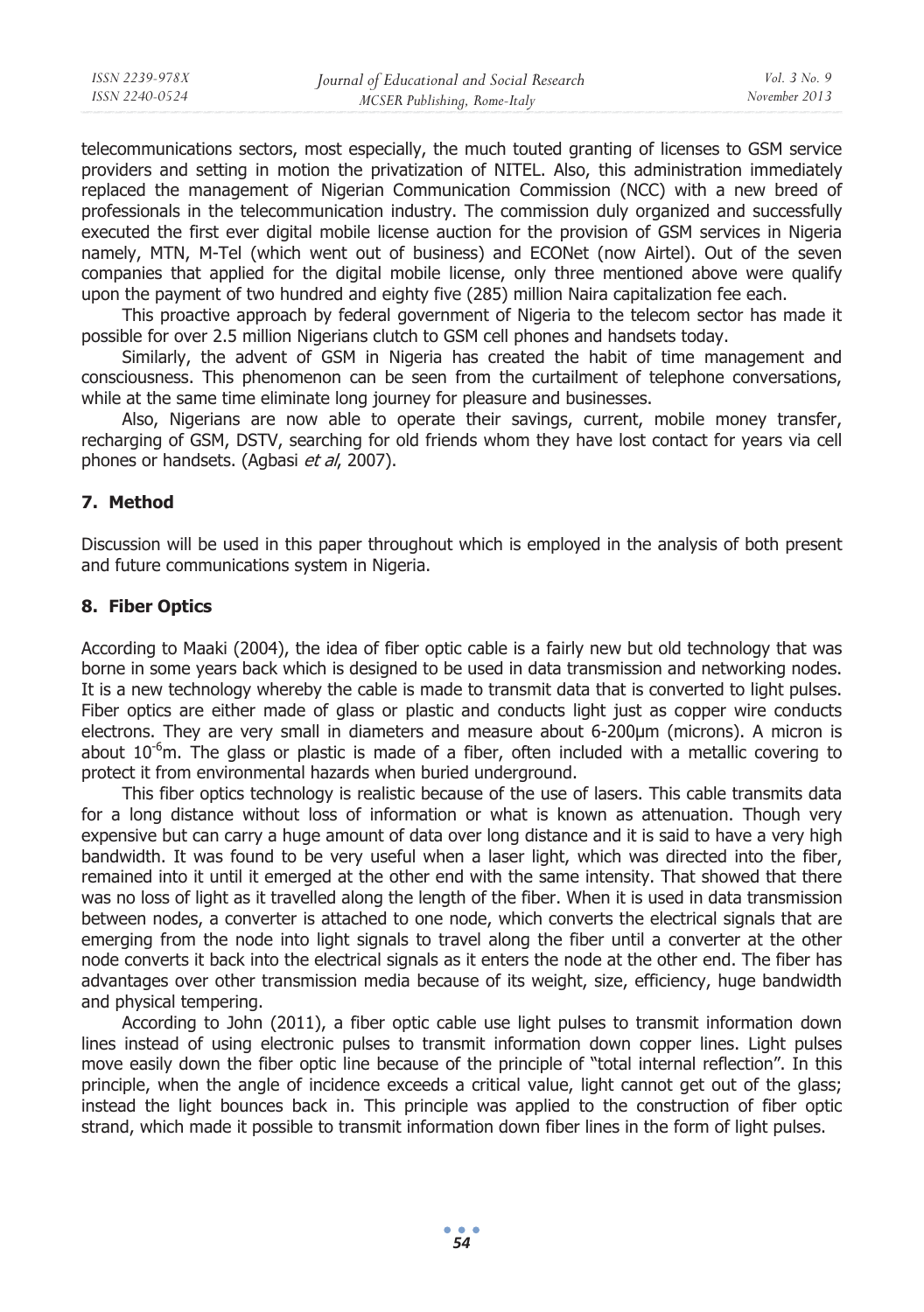telecommunications sectors, most especially, the much touted granting of licenses to GSM service providers and setting in motion the privatization of NITEL. Also, this administration immediately replaced the management of Nigerian Communication Commission (NCC) with a new breed of professionals in the telecommunication industry. The commission duly organized and successfully executed the first ever digital mobile license auction for the provision of GSM services in Nigeria namely, MTN, M-Tel (which went out of business) and ECONet (now Airtel). Out of the seven companies that applied for the digital mobile license, only three mentioned above were qualify upon the payment of two hundred and eighty five (285) million Naira capitalization fee each.

This proactive approach by federal government of Nigeria to the telecom sector has made it possible for over 2.5 million Nigerians clutch to GSM cell phones and handsets today.

Similarly, the advent of GSM in Nigeria has created the habit of time management and consciousness. This phenomenon can be seen from the curtailment of telephone conversations, while at the same time eliminate long journey for pleasure and businesses.

Also, Nigerians are now able to operate their savings, current, mobile money transfer, recharging of GSM, DSTV, searching for old friends whom they have lost contact for years via cell phones or handsets. (Agbasi *et al*, 2007).

## 7. Method

Discussion will be used in this paper throughout which is employed in the analysis of both present and future communications system in Nigeria.

## 8. Fiber Optics

According to Maaki (2004), the idea of fiber optic cable is a fairly new but old technology that was borne in some years back which is designed to be used in data transmission and networking nodes. It is a new technology whereby the cable is made to transmit data that is converted to light pulses. Fiber optics are either made of glass or plastic and conducts light just as copper wire conducts electrons. They are very small in diameters and measure about 6-200μm (microns). A micron is about $10^{-6}$m. The glass or plastic is made of a fiber, often included with a metallic covering to protect it from environmental hazards when buried underground.

This fiber optics technology is realistic because of the use of lasers. This cable transmits data for a long distance without loss of information or what is known as attenuation. Though very expensive but can carry a huge amount of data over long distance and it is said to have a very high bandwidth. It was found to be very useful when a laser light, which was directed into the fiber, remained into it until it emerged at the other end with the same intensity. That showed that there was no loss of light as it travelled along the length of the fiber. When it is used in data transmission between nodes, a converter is attached to one node, which converts the electrical signals that are emerging from the node into light signals to travel along the fiber until a converter at the other node converts it back into the electrical signals as it enters the node at the other end. The fiber has advantages over other transmission media because of its weight, size, efficiency, huge bandwidth and physical tempering.

According to John (2011), a fiber optic cable use light pulses to transmit information down lines instead of using electronic pulses to transmit information down copper lines. Light pulses move easily down the fiber optic line because of the principle of "total internal reflection". In this principle, when the angle of incidence exceeds a critical value, light cannot get out of the glass; instead the light bounces back in. This principle was applied to the construction of fiber optic strand, which made it possible to transmit information down fiber lines in the form of light pulses.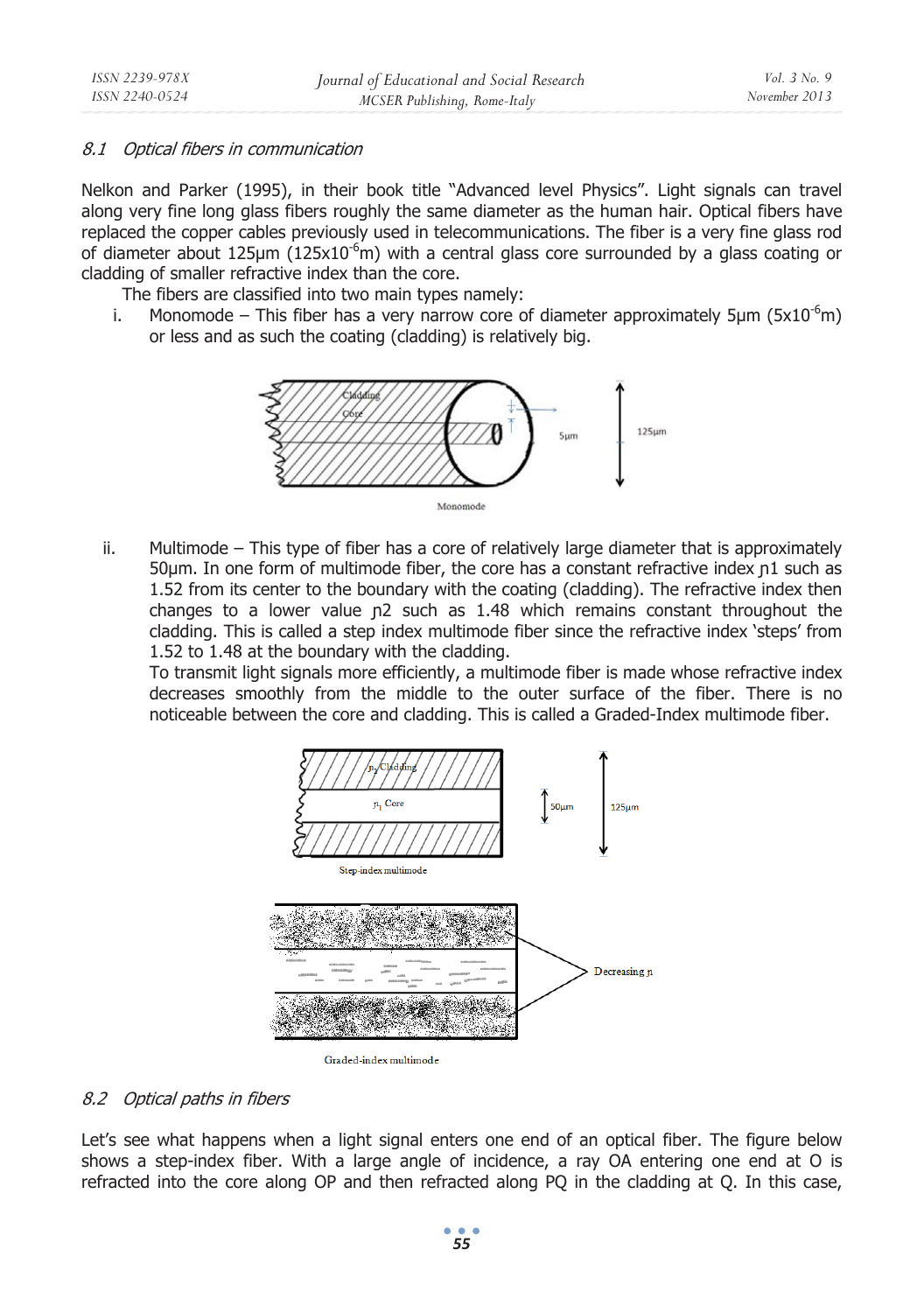### 8.1 *Optical fibers in communication*

Nelkon and Parker (1995), in their book title "Advanced level Physics". Light signals can travel along very fine long glass fibers roughly the same diameter as the human hair. Optical fibers have replaced the copper cables previously used in telecommunications. The fiber is a very fine glass rod of diameter about 125μm ($125 \times 10^{-6}$m) with a central glass core surrounded by a glass coating or cladding of smaller refractive index than the core.

The fibers are classified into two main types namely:

i. Monomode – This fiber has a very narrow core of diameter approximately 5μm ($5 \times 10^{-6}$m) or less and as such the coating (cladding) is relatively big.

Monomode

ii. Multimode – This type of fiber has a core of relatively large diameter that is approximately 50μm. In one form of multimode fiber, the core has a constant refractive index $\eta_1$ such as 1.52 from its center to the boundary with the coating (cladding). The refractive index then changes to a lower value $\eta_2$ such as 1.48 which remains constant throughout the cladding. This is called a step index multimode fiber since the refractive index 'steps' from 1.52 to 1.48 at the boundary with the cladding.

To transmit light signals more efficiently, a multimode fiber is made whose refractive index decreases smoothly from the middle to the outer surface of the fiber. There is no noticeable between the core and cladding. This is called a Graded-Index multimode fiber.

Step-index multimode

Graded-index multimode

### 8.2 *Optical paths in fibers*

Let's see what happens when a light signal enters one end of an optical fiber. The figure below shows a step-index fiber. With a large angle of incidence, a ray OA entering one end at O is refracted into the core along OP and then refracted along PQ in the cladding at Q. In this case,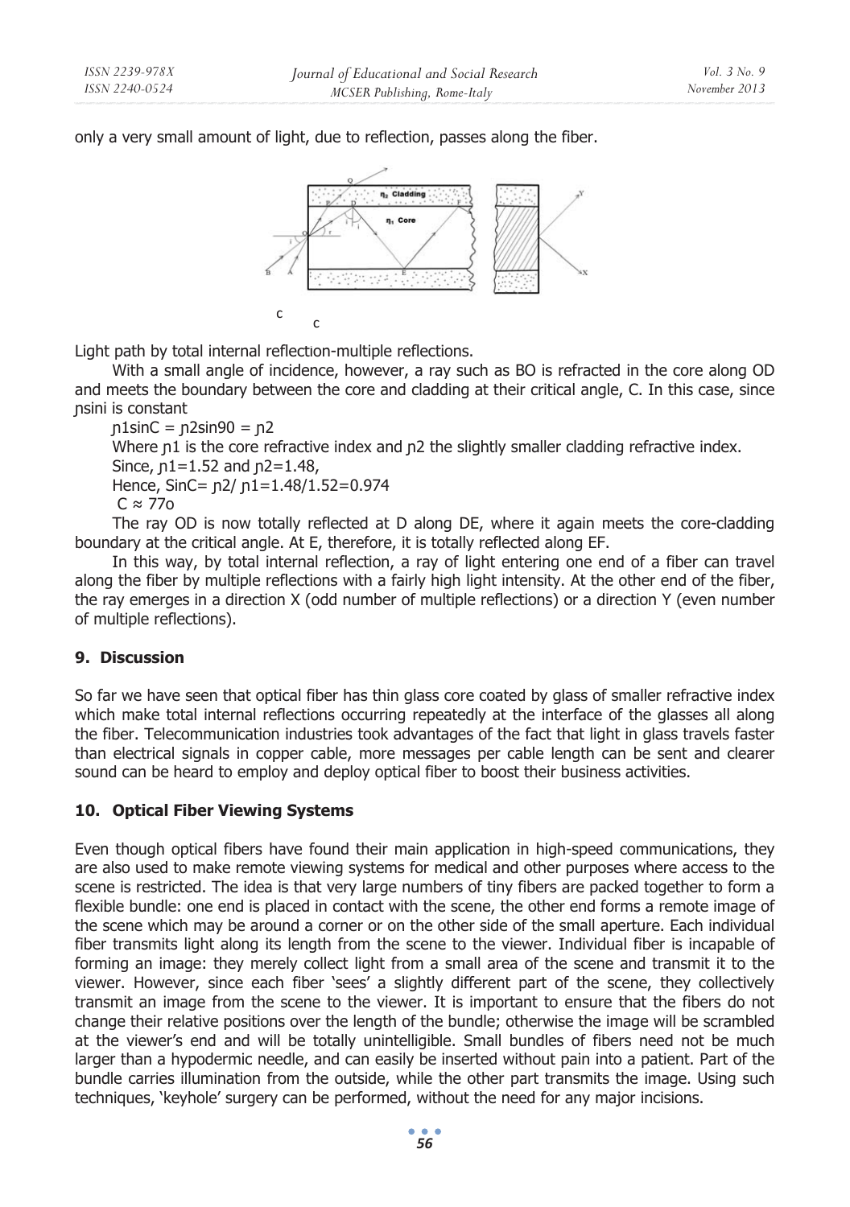only a very small amount of light, due to reflection, passes along the fiber.

Light path by total internal reflection-multiple reflections.

With a small angle of incidence, however, a ray such as BO is refracted in the core along OD and meets the boundary between the core and cladding at their critical angle, C. In this case, since ɲsini is constant

$\eta_1 \sin C = \eta_2 \sin 90 = \eta_2$

Where $\eta_1$ is the core refractive index and $\eta_2$ the slightly smaller cladding refractive index.

Since, $\eta_1=1.52$ and $\eta_2=1.48$,

Hence, $\sin C = \eta_2 / \eta_1 = 1.48/1.52 = 0.974$

$C \approx 77^{o}$

The ray OD is now totally reflected at D along DE, where it again meets the core-cladding boundary at the critical angle. At E, therefore, it is totally reflected along EF.

In this way, by total internal reflection, a ray of light entering one end of a fiber can travel along the fiber by multiple reflections with a fairly high light intensity. At the other end of the fiber, the ray emerges in a direction X (odd number of multiple reflections) or a direction Y (even number of multiple reflections).

## 9. Discussion

So far we have seen that optical fiber has thin glass core coated by glass of smaller refractive index which make total internal reflections occurring repeatedly at the interface of the glasses all along the fiber. Telecommunication industries took advantages of the fact that light in glass travels faster than electrical signals in copper cable, more messages per cable length can be sent and clearer sound can be heard to employ and deploy optical fiber to boost their business activities.

## 10. Optical Fiber Viewing Systems

Even though optical fibers have found their main application in high-speed communications, they are also used to make remote viewing systems for medical and other purposes where access to the scene is restricted. The idea is that very large numbers of tiny fibers are packed together to form a flexible bundle: one end is placed in contact with the scene, the other end forms a remote image of the scene which may be around a corner or on the other side of the small aperture. Each individual fiber transmits light along its length from the scene to the viewer. Individual fiber is incapable of forming an image: they merely collect light from a small area of the scene and transmit it to the viewer. However, since each fiber 'sees' a slightly different part of the scene, they collectively transmit an image from the scene to the viewer. It is important to ensure that the fibers do not change their relative positions over the length of the bundle; otherwise the image will be scrambled at the viewer's end and will be totally unintelligible. Small bundles of fibers need not be much larger than a hypodermic needle, and can easily be inserted without pain into a patient. Part of the bundle carries illumination from the outside, while the other part transmits the image. Using such techniques, 'keyhole' surgery can be performed, without the need for any major incisions.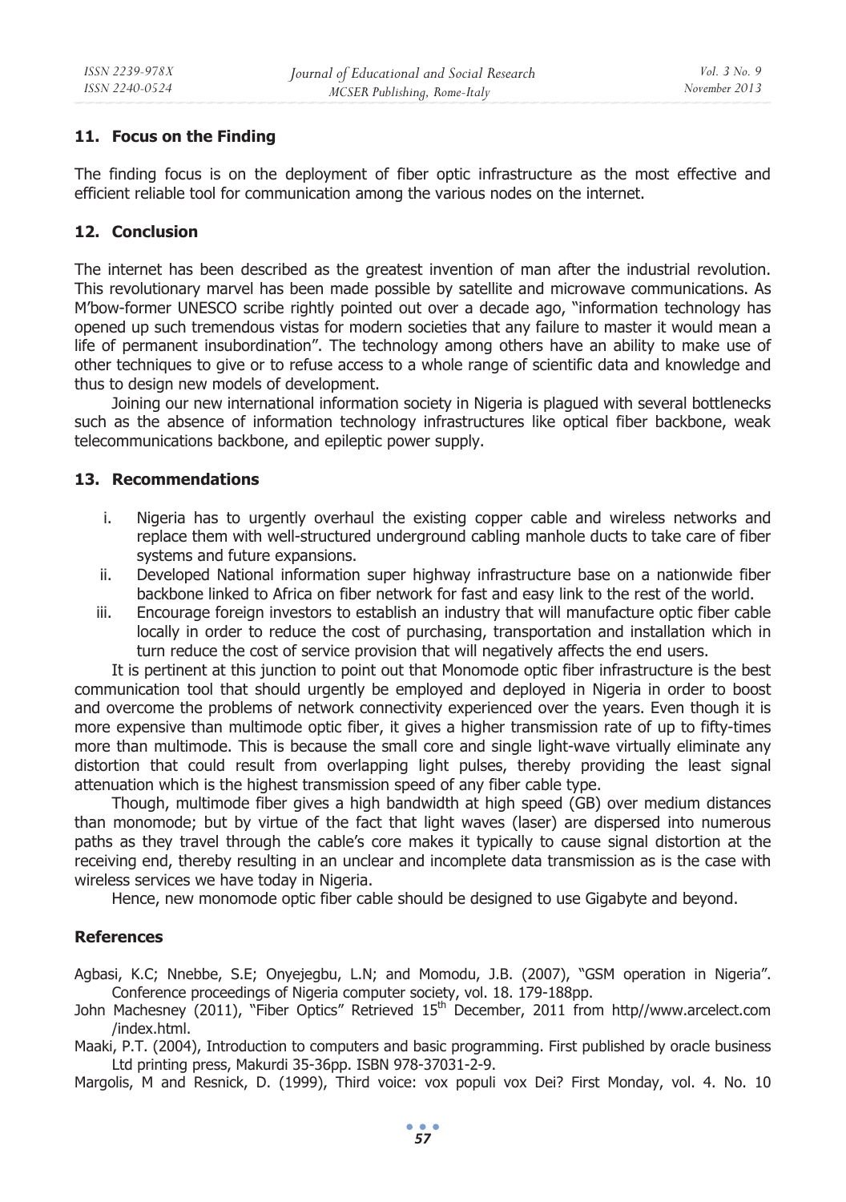## 11. Focus on the Finding

The finding focus is on the deployment of fiber optic infrastructure as the most effective and efficient reliable tool for communication among the various nodes on the internet.

## 12. Conclusion

The internet has been described as the greatest invention of man after the industrial revolution. This revolutionary marvel has been made possible by satellite and microwave communications. As M'bow-former UNESCO scribe rightly pointed out over a decade ago, "information technology has opened up such tremendous vistas for modern societies that any failure to master it would mean a life of permanent insubordination". The technology among others have an ability to make use of other techniques to give or to refuse access to a whole range of scientific data and knowledge and thus to design new models of development.

Joining our new international information society in Nigeria is plagued with several bottlenecks such as the absence of information technology infrastructures like optical fiber backbone, weak telecommunications backbone, and epileptic power supply.

## 13. Recommendations

i. Nigeria has to urgently overhaul the existing copper cable and wireless networks and replace them with well-structured underground cabling manhole ducts to take care of fiber systems and future expansions.

ii. Developed National information super highway infrastructure base on a nationwide fiber backbone linked to Africa on fiber network for fast and easy link to the rest of the world.

iii. Encourage foreign investors to establish an industry that will manufacture optic fiber cable locally in order to reduce the cost of purchasing, transportation and installation which in turn reduce the cost of service provision that will negatively affects the end users.

It is pertinent at this junction to point out that Monomode optic fiber infrastructure is the best communication tool that should urgently be employed and deployed in Nigeria in order to boost and overcome the problems of network connectivity experienced over the years. Even though it is more expensive than multimode optic fiber, it gives a higher transmission rate of up to fifty-times more than multimode. This is because the small core and single light-wave virtually eliminate any distortion that could result from overlapping light pulses, thereby providing the least signal attenuation which is the highest transmission speed of any fiber cable type.

Though, multimode fiber gives a high bandwidth at high speed (GB) over medium distances than monomode; but by virtue of the fact that light waves (laser) are dispersed into numerous paths as they travel through the cable's core makes it typically to cause signal distortion at the receiving end, thereby resulting in an unclear and incomplete data transmission as is the case with wireless services we have today in Nigeria.

Hence, new monomode optic fiber cable should be designed to use Gigabyte and beyond.

## References

Agbasi, K.C; Nnebbe, S.E; Onyejegbu, L.N; and Momodu, J.B. (2007), "GSM operation in Nigeria". Conference proceedings of Nigeria computer society, vol. 18. 179-188pp.

John Machesney (2011), "Fiber Optics" Retrieved 15th December, 2011 from http//www.arcelect.com /index.html.

Maaki, P.T. (2004), Introduction to computers and basic programming. First published by oracle business Ltd printing press, Makurdi 35-36pp. ISBN 978-37031-2-9.

Margolis, M and Resnick, D. (1999), Third voice: vox populi vox Dei? First Monday, vol. 4. No. 10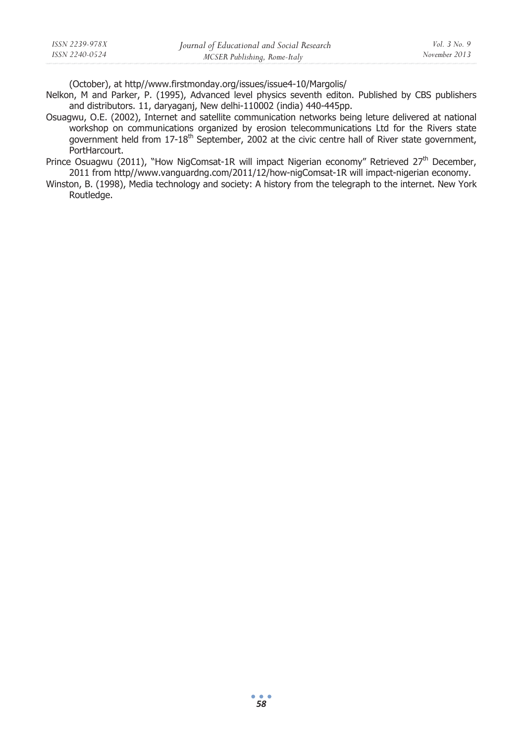(October), at http//www.firstmonday.org/issues/issue4-10/Margolis/

Nelkon, M and Parker, P. (1995), Advanced level physics seventh editon. Published by CBS publishers and distributors. 11, daryaganj, New delhi-110002 (india) 440-445pp.

Osuagwu, O.E. (2002), Internet and satellite communication networks being leture delivered at national workshop on communications organized by erosion telecommunications Ltd for the Rivers state government held from 17-18th September, 2002 at the civic centre hall of River state government, PortHarcourt.

Prince Osuagwu (2011), "How NigComsat-1R will impact Nigerian economy" Retrieved 27th December, 2011 from http//www.vanguardng.com/2011/12/how-nigComsat-1R will impact-nigerian economy.

Winston, B. (1998), Media technology and society: A history from the telegraph to the internet. New York Routledge.